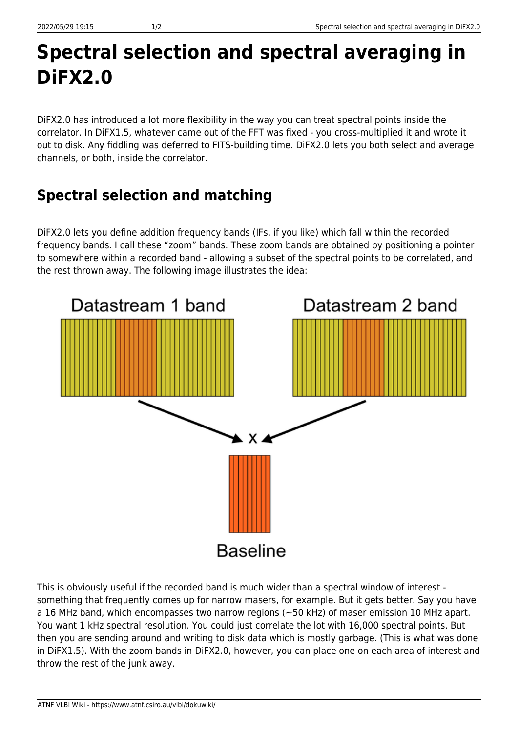# Spectral selection and spectral averaging in DiFX2.0

DiFX2.0 has introduced a lot more flexibility in the way you can treat spectral points inside the correlator. In DiFX1.5, whatever came out of the FFT was fixed - you cross-multiplied it and wrote it out to disk. Any fiddling was deferred to FITS-building time. DiFX2.0 lets you both select and average channels, or both, inside the correlator.

## Spectral selection and matching

DiFX2.0 lets you define addition frequency bands (IFs, if you like) which fall within the recorded frequency bands. I call these “zoom” bands. These zoom bands are obtained by positioning a pointer to somewhere within a recorded band - allowing a subset of the spectral points to be correlated, and the rest thrown away. The following image illustrates the idea:

Datastream 1 band

Datastream 2 band

x

Baseline

This is obviously useful if the recorded band is much wider than a spectral window of interest - something that frequently comes up for narrow masers, for example. But it gets better. Say you have a 16 MHz band, which encompasses two narrow regions (~50 kHz) of maser emission 10 MHz apart. You want 1 kHz spectral resolution. You could just correlate the lot with 16,000 spectral points. But then you are sending around and writing to disk data which is mostly garbage. (This is what was done in DiFX1.5). With the zoom bands in DiFX2.0, however, you can place one on each area of interest and throw the rest of the junk away.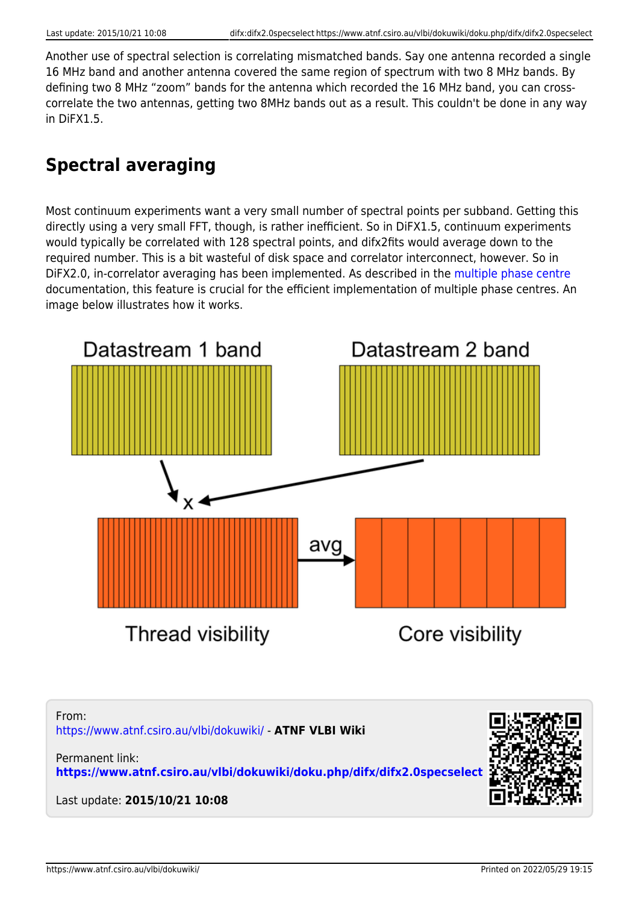Another use of spectral selection is correlating mismatched bands. Say one antenna recorded a single 16 MHz band and another antenna covered the same region of spectrum with two 8 MHz bands. By defining two 8 MHz “zoom” bands for the antenna which recorded the 16 MHz band, you can cross-correlate the two antennas, getting two 8MHz bands out as a result. This couldn't be done in any way in DiFX1.5.

## Spectral averaging

Most continuum experiments want a very small number of spectral points per subband. Getting this directly using a very small FFT, though, is rather inefficient. So in DiFX1.5, continuum experiments would typically be correlated with 128 spectral points, and difx2fits would average down to the required number. This is a bit wasteful of disk space and correlator interconnect, however. So in DiFX2.0, in-correlator averaging has been implemented. As described in the multiple phase centre documentation, this feature is crucial for the efficient implementation of multiple phase centres. An image below illustrates how it works.

Datastream 1 band

Datastream 2 band

x

avg

Thread visibility

Core visibility

From:
https://www.atnf.csiro.au/vlbi/dokuwiki/ - **ATNF VLBI Wiki**

Permanent link:
**https://www.atnf.csiro.au/vlbi/dokuwiki/doku.php/difx/difx2.0specselect**

Last update: **2015/10/21 10:08**